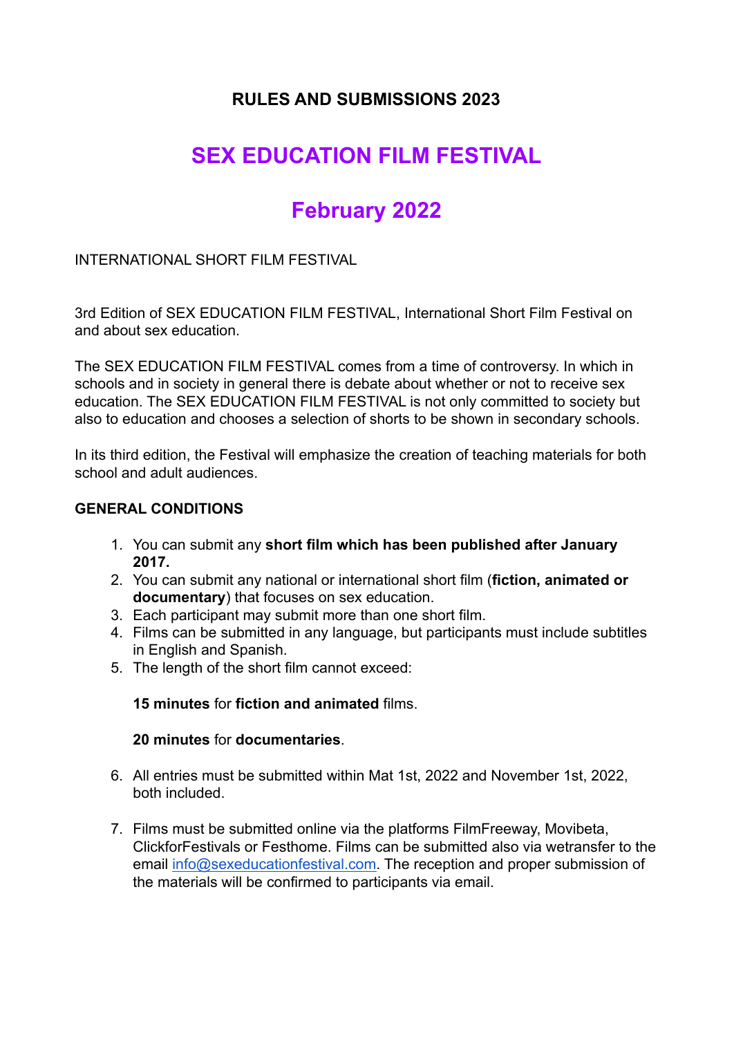## RULES AND SUBMISSIONS 2023

# SEX EDUCATION FILM FESTIVAL

# February 2022

INTERNATIONAL SHORT FILM FESTIVAL

3rd Edition of SEX EDUCATION FILM FESTIVAL, International Short Film Festival on and about sex education.

The SEX EDUCATION FILM FESTIVAL comes from a time of controversy. In which in schools and in society in general there is debate about whether or not to receive sex education. The SEX EDUCATION FILM FESTIVAL is not only committed to society but also to education and chooses a selection of shorts to be shown in secondary schools.

In its third edition, the Festival will emphasize the creation of teaching materials for both school and adult audiences.

### GENERAL CONDITIONS

1. You can submit any **short film which has been published after January 2017.**
2. You can submit any national or international short film (**fiction, animated or documentary**) that focuses on sex education.
3. Each participant may submit more than one short film.
4. Films can be submitted in any language, but participants must include subtitles in English and Spanish.
5. The length of the short film cannot exceed:

   **15 minutes** for **fiction and animated** films.

   **20 minutes** for **documentaries**.

6. All entries must be submitted within Mat 1st, 2022 and November 1st, 2022, both included.

7. Films must be submitted online via the platforms FilmFreeway, Movibeta, ClickforFestivals or Festhome. Films can be submitted also via wetransfer to the email info@sexeducationfestival.com. The reception and proper submission of the materials will be confirmed to participants via email.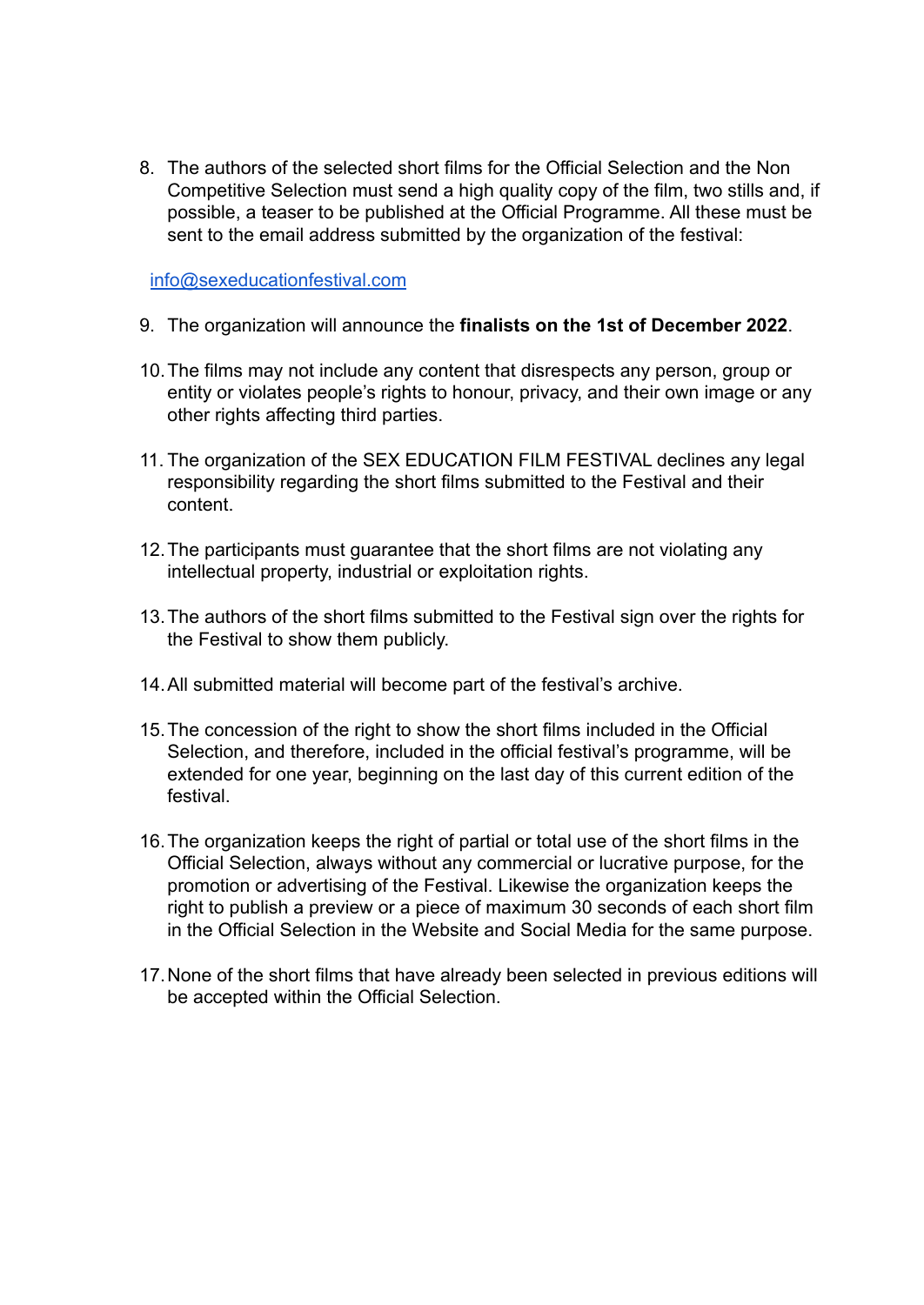8. The authors of the selected short films for the Official Selection and the Non Competitive Selection must send a high quality copy of the film, two stills and, if possible, a teaser to be published at the Official Programme. All these must be sent to the email address submitted by the organization of the festival:

   [info@sexeducationfestival.com](mailto:info@sexeducationfestival.com)

9. The organization will announce the **finalists on the 1st of December 2022**.

10. The films may not include any content that disrespects any person, group or entity or violates people's rights to honour, privacy, and their own image or any other rights affecting third parties.

11. The organization of the SEX EDUCATION FILM FESTIVAL declines any legal responsibility regarding the short films submitted to the Festival and their content.

12. The participants must guarantee that the short films are not violating any intellectual property, industrial or exploitation rights.

13. The authors of the short films submitted to the Festival sign over the rights for the Festival to show them publicly.

14. All submitted material will become part of the festival's archive.

15. The concession of the right to show the short films included in the Official Selection, and therefore, included in the official festival's programme, will be extended for one year, beginning on the last day of this current edition of the festival.

16. The organization keeps the right of partial or total use of the short films in the Official Selection, always without any commercial or lucrative purpose, for the promotion or advertising of the Festival. Likewise the organization keeps the right to publish a preview or a piece of maximum 30 seconds of each short film in the Official Selection in the Website and Social Media for the same purpose.

17. None of the short films that have already been selected in previous editions will be accepted within the Official Selection.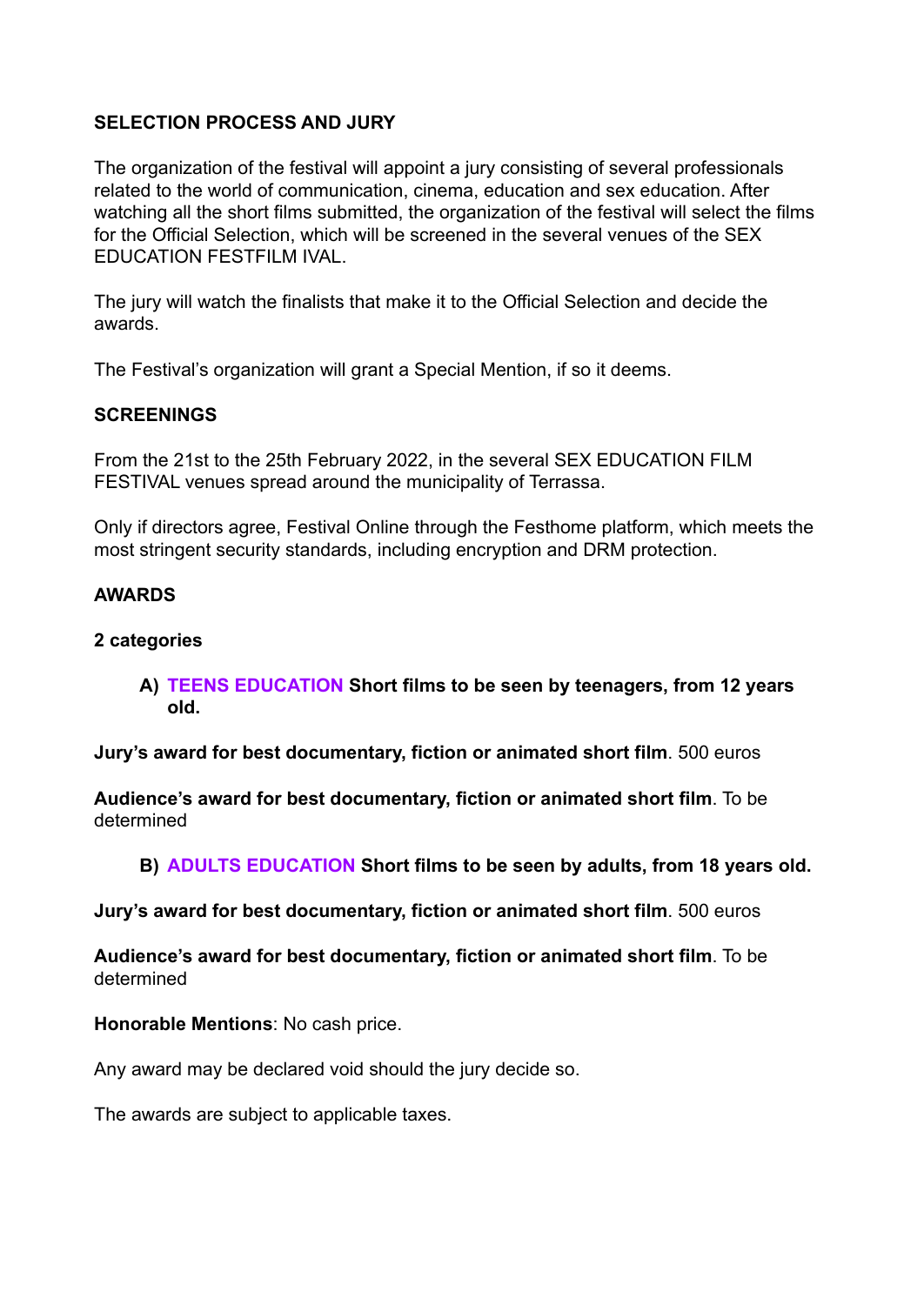## SELECTION PROCESS AND JURY

The organization of the festival will appoint a jury consisting of several professionals related to the world of communication, cinema, education and sex education. After watching all the short films submitted, the organization of the festival will select the films for the Official Selection, which will be screened in the several venues of the SEX EDUCATION FESTFILM IVAL.

The jury will watch the finalists that make it to the Official Selection and decide the awards.

The Festival's organization will grant a Special Mention, if so it deems.

## SCREENINGS

From the 21st to the 25th February 2022, in the several SEX EDUCATION FILM FESTIVAL venues spread around the municipality of Terrassa.

Only if directors agree, Festival Online through the Festhome platform, which meets the most stringent security standards, including encryption and DRM protection.

## AWARDS

**2 categories**

**A) TEENS EDUCATION Short films to be seen by teenagers, from 12 years old.**

**Jury's award for best documentary, fiction or animated short film**. 500 euros

**Audience's award for best documentary, fiction or animated short film**. To be determined

**B) ADULTS EDUCATION Short films to be seen by adults, from 18 years old.**

**Jury's award for best documentary, fiction or animated short film**. 500 euros

**Audience's award for best documentary, fiction or animated short film**. To be determined

**Honorable Mentions**: No cash price.

Any award may be declared void should the jury decide so.

The awards are subject to applicable taxes.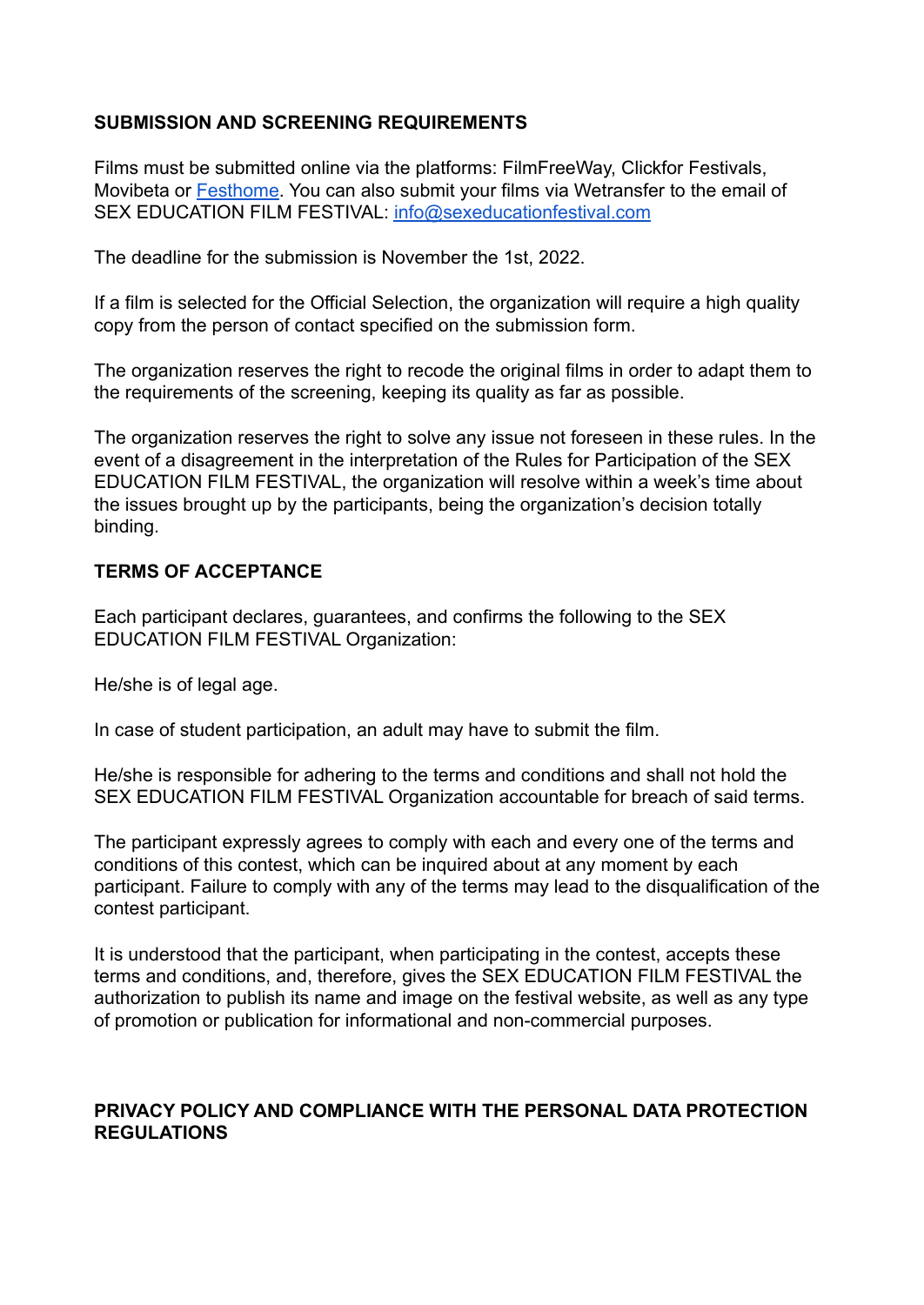**SUBMISSION AND SCREENING REQUIREMENTS**

Films must be submitted online via the platforms: FilmFreeWay, Clickfor Festivals, Movibeta or [Festhome](Festhome). You can also submit your films via Wetransfer to the email of SEX EDUCATION FILM FESTIVAL: [info@sexeducationfestival.com](mailto:info@sexeducationfestival.com)

The deadline for the submission is November the 1st, 2022.

If a film is selected for the Official Selection, the organization will require a high quality copy from the person of contact specified on the submission form.

The organization reserves the right to recode the original films in order to adapt them to the requirements of the screening, keeping its quality as far as possible.

The organization reserves the right to solve any issue not foreseen in these rules. In the event of a disagreement in the interpretation of the Rules for Participation of the SEX EDUCATION FILM FESTIVAL, the organization will resolve within a week's time about the issues brought up by the participants, being the organization's decision totally binding.

**TERMS OF ACCEPTANCE**

Each participant declares, guarantees, and confirms the following to the SEX EDUCATION FILM FESTIVAL Organization:

He/she is of legal age.

In case of student participation, an adult may have to submit the film.

He/she is responsible for adhering to the terms and conditions and shall not hold the SEX EDUCATION FILM FESTIVAL Organization accountable for breach of said terms.

The participant expressly agrees to comply with each and every one of the terms and conditions of this contest, which can be inquired about at any moment by each participant. Failure to comply with any of the terms may lead to the disqualification of the contest participant.

It is understood that the participant, when participating in the contest, accepts these terms and conditions, and, therefore, gives the SEX EDUCATION FILM FESTIVAL the authorization to publish its name and image on the festival website, as well as any type of promotion or publication for informational and non-commercial purposes.

**PRIVACY POLICY AND COMPLIANCE WITH THE PERSONAL DATA PROTECTION REGULATIONS**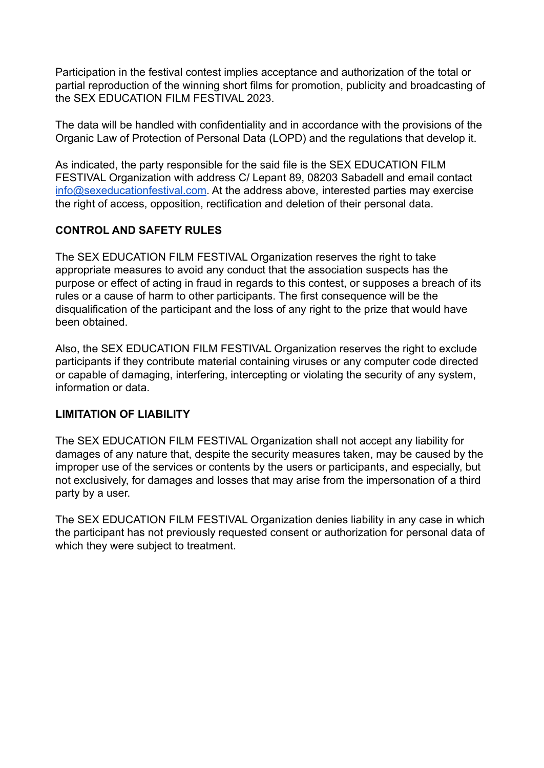Participation in the festival contest implies acceptance and authorization of the total or partial reproduction of the winning short films for promotion, publicity and broadcasting of the SEX EDUCATION FILM FESTIVAL 2023.

The data will be handled with confidentiality and in accordance with the provisions of the Organic Law of Protection of Personal Data (LOPD) and the regulations that develop it.

As indicated, the party responsible for the said file is the SEX EDUCATION FILM FESTIVAL Organization with address C/ Lepant 89, 08203 Sabadell and email contact info@sexeducationfestival.com. At the address above, interested parties may exercise the right of access, opposition, rectification and deletion of their personal data.

**CONTROL AND SAFETY RULES**

The SEX EDUCATION FILM FESTIVAL Organization reserves the right to take appropriate measures to avoid any conduct that the association suspects has the purpose or effect of acting in fraud in regards to this contest, or supposes a breach of its rules or a cause of harm to other participants. The first consequence will be the disqualification of the participant and the loss of any right to the prize that would have been obtained.

Also, the SEX EDUCATION FILM FESTIVAL Organization reserves the right to exclude participants if they contribute material containing viruses or any computer code directed or capable of damaging, interfering, intercepting or violating the security of any system, information or data.

**LIMITATION OF LIABILITY**

The SEX EDUCATION FILM FESTIVAL Organization shall not accept any liability for damages of any nature that, despite the security measures taken, may be caused by the improper use of the services or contents by the users or participants, and especially, but not exclusively, for damages and losses that may arise from the impersonation of a third party by a user.

The SEX EDUCATION FILM FESTIVAL Organization denies liability in any case in which the participant has not previously requested consent or authorization for personal data of which they were subject to treatment.